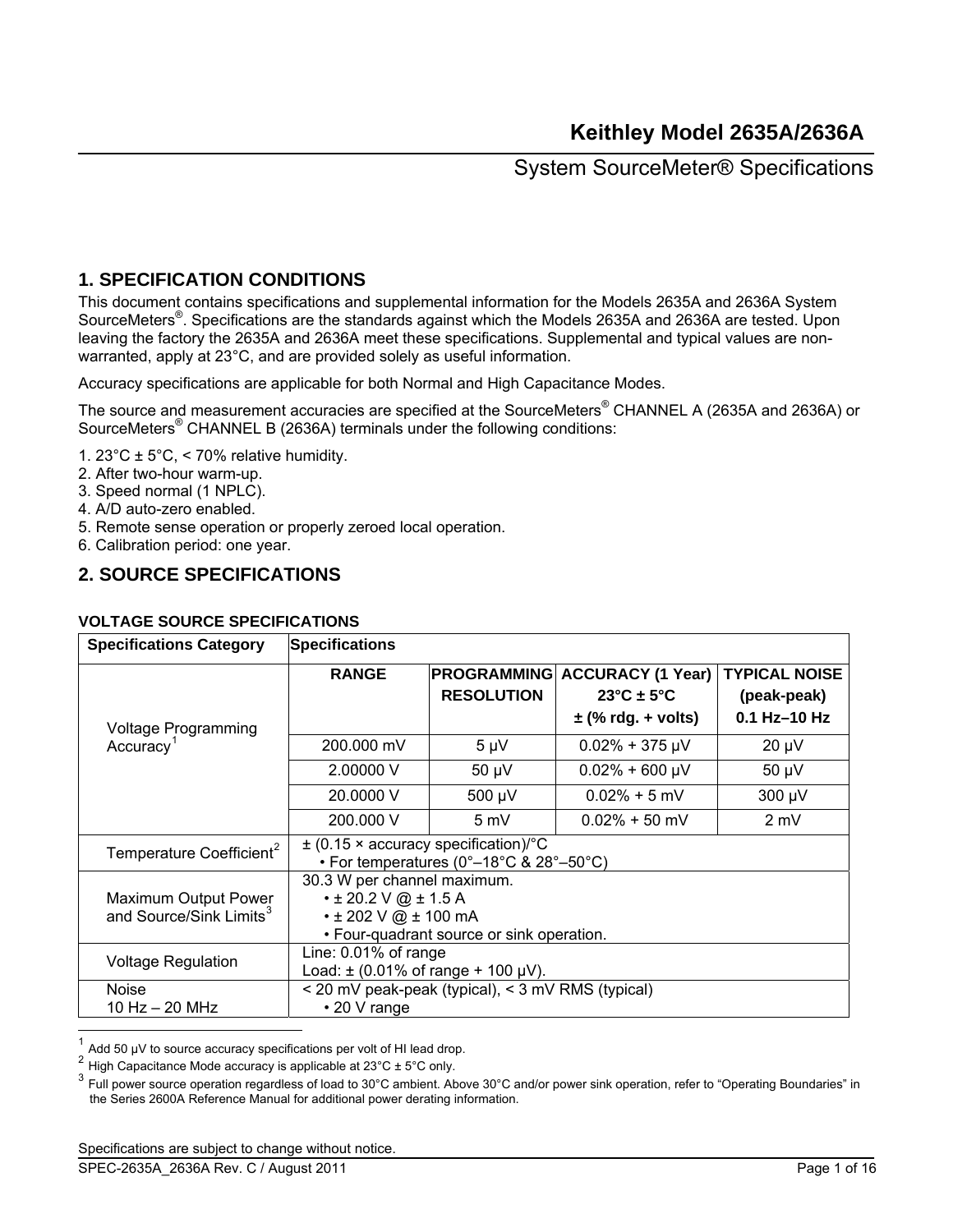# Keithley Model 2635A/2636A

## System SourceMeter® Specifications

## 1. SPECIFICATION CONDITIONS

This document contains specifications and supplemental information for the Models 2635A and 2636A System SourceMeters®. Specifications are the standards against which the Models 2635A and 2636A are tested. Upon leaving the factory the 2635A and 2636A meet these specifications. Supplemental and typical values are non-warranted, apply at 23°C, and are provided solely as useful information.

Accuracy specifications are applicable for both Normal and High Capacitance Modes.

The source and measurement accuracies are specified at the SourceMeters® CHANNEL A (2635A and 2636A) or SourceMeters® CHANNEL B (2636A) terminals under the following conditions:

1. 23°C ± 5°C, < 70% relative humidity.
2. After two-hour warm-up.
3. Speed normal (1 NPLC).
4. A/D auto-zero enabled.
5. Remote sense operation or properly zeroed local operation.
6. Calibration period: one year.

## 2. SOURCE SPECIFICATIONS

### VOLTAGE SOURCE SPECIFICATIONS

| Specifications Category | Specifications | | | |
|---|---|---|---|---|
| Voltage Programming Accuracy[1] | **RANGE** | **PROGRAMMING RESOLUTION** | **ACCURACY (1 Year) 23°C ± 5°C ± (% rdg. + volts)** | **TYPICAL NOISE (peak-peak) 0.1 Hz–10 Hz** |
| | 200.000 mV | 5 µV | 0.02% + 375 µV | 20 µV |
| | 2.00000 V | 50 µV | 0.02% + 600 µV | 50 µV |
| | 20.0000 V | 500 µV | 0.02% + 5 mV | 300 µV |
| | 200.000 V | 5 mV | 0.02% + 50 mV | 2 mV |
| Temperature Coefficient[2] | ± (0.15 × accuracy specification)/°C<br>• For temperatures (0°–18°C & 28°–50°C) | | | |
| Maximum Output Power and Source/Sink Limits[3] | 30.3 W per channel maximum.<br>• ± 20.2 V @ ± 1.5 A<br>• ± 202 V @ ± 100 mA<br>• Four-quadrant source or sink operation. | | | |
| Voltage Regulation | Line: 0.01% of range<br>Load: ± (0.01% of range + 100 µV). | | | |
| Noise 10 Hz – 20 MHz | < 20 mV peak-peak (typical), < 3 mV RMS (typical)<br>• 20 V range | | | |

[1] Add 50 µV to source accuracy specifications per volt of HI lead drop.

[2] High Capacitance Mode accuracy is applicable at 23°C ± 5°C only.

[3] Full power source operation regardless of load to 30°C ambient. Above 30°C and/or power sink operation, refer to "Operating Boundaries" in the Series 2600A Reference Manual for additional power derating information.

Specifications are subject to change without notice.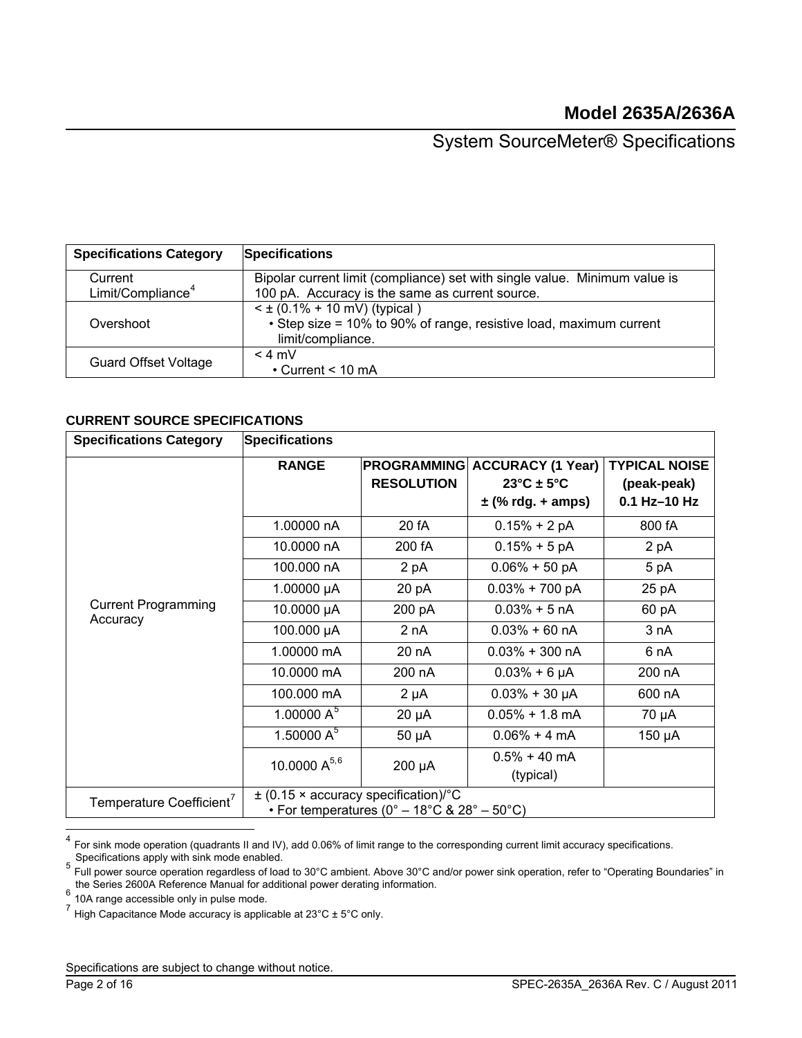| Specifications Category | Specifications |
|---|---|
| Current Limit/Compliance[4] | Bipolar current limit (compliance) set with single value. Minimum value is 100 pA. Accuracy is the same as current source. |
| Overshoot | < ± (0.1% + 10 mV) (typical )<br>• Step size = 10% to 90% of range, resistive load, maximum current limit/compliance. |
| Guard Offset Voltage | < 4 mV<br>• Current < 10 mA |

**CURRENT SOURCE SPECIFICATIONS**

| Specifications Category | Specifications | | | |
|---|---|---|---|---|
| | **RANGE** | **PROGRAMMING RESOLUTION** | **ACCURACY (1 Year) 23°C ± 5°C ± (% rdg. + amps)** | **TYPICAL NOISE (peak-peak) 0.1 Hz–10 Hz** |
| Current Programming Accuracy | 1.00000 nA | 20 fA | 0.15% + 2 pA | 800 fA |
| | 10.0000 nA | 200 fA | 0.15% + 5 pA | 2 pA |
| | 100.000 nA | 2 pA | 0.06% + 50 pA | 5 pA |
| | 1.00000 µA | 20 pA | 0.03% + 700 pA | 25 pA |
| | 10.0000 µA | 200 pA | 0.03% + 5 nA | 60 pA |
| | 100.000 µA | 2 nA | 0.03% + 60 nA | 3 nA |
| | 1.00000 mA | 20 nA | 0.03% + 300 nA | 6 nA |
| | 10.0000 mA | 200 nA | 0.03% + 6 µA | 200 nA |
| | 100.000 mA | 2 µA | 0.03% + 30 µA | 600 nA |
| | 1.00000 A[5] | 20 µA | 0.05% + 1.8 mA | 70 µA |
| | 1.50000 A[5] | 50 µA | 0.06% + 4 mA | 150 µA |
| | 10.0000 A[5,6] | 200 µA | 0.5% + 40 mA (typical) | |
| Temperature Coefficient[7] | ± (0.15 × accuracy specification)/°C<br>• For temperatures (0° – 18°C & 28° – 50°C) | | | |

[4] For sink mode operation (quadrants II and IV), add 0.06% of limit range to the corresponding current limit accuracy specifications. Specifications apply with sink mode enabled.

[5] Full power source operation regardless of load to 30°C ambient. Above 30°C and/or power sink operation, refer to "Operating Boundaries" in the Series 2600A Reference Manual for additional power derating information.

[6] 10A range accessible only in pulse mode.

[7] High Capacitance Mode accuracy is applicable at 23°C ± 5°C only.

Specifications are subject to change without notice.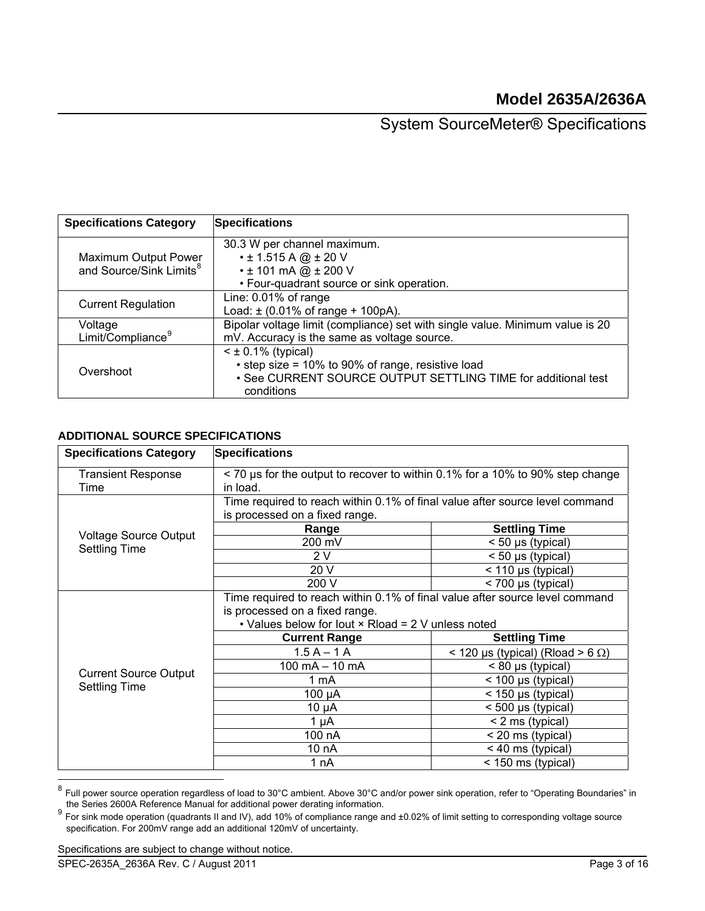| Specifications Category | Specifications |
|---|---|
| Maximum Output Power and Source/Sink Limits[8] | 30.3 W per channel maximum.<br>• ± 1.515 A @ ± 20 V<br>• ± 101 mA @ ± 200 V<br>• Four-quadrant source or sink operation. |
| Current Regulation | Line: 0.01% of range<br>Load: ± (0.01% of range + 100pA). |
| Voltage Limit/Compliance[9] | Bipolar voltage limit (compliance) set with single value. Minimum value is 20 mV. Accuracy is the same as voltage source. |
| Overshoot | < ± 0.1% (typical)<br>• step size = 10% to 90% of range, resistive load<br>• See CURRENT SOURCE OUTPUT SETTLING TIME for additional test conditions |

**ADDITIONAL SOURCE SPECIFICATIONS**

| Specifications Category | Specifications | |
|---|---|---|
| Transient Response Time | < 70 µs for the output to recover to within 0.1% for a 10% to 90% step change in load. | |
| Voltage Source Output Settling Time | Time required to reach within 0.1% of final value after source level command is processed on a fixed range. | |
| | **Range** | **Settling Time** |
| | 200 mV | < 50 µs (typical) |
| | 2 V | < 50 µs (typical) |
| | 20 V | < 110 µs (typical) |
| | 200 V | < 700 µs (typical) |
| Current Source Output Settling Time | Time required to reach within 0.1% of final value after source level command is processed on a fixed range.<br>• Values below for Iout × Rload = 2 V unless noted | |
| | **Current Range** | **Settling Time** |
| | 1.5 A – 1 A | < 120 µs (typical) (Rload > 6 Ω) |
| | 100 mA – 10 mA | < 80 µs (typical) |
| | 1 mA | < 100 µs (typical) |
| | 100 µA | < 150 µs (typical) |
| | 10 µA | < 500 µs (typical) |
| | 1 µA | < 2 ms (typical) |
| | 100 nA | < 20 ms (typical) |
| | 10 nA | < 40 ms (typical) |
| | 1 nA | < 150 ms (typical) |

[8] Full power source operation regardless of load to 30°C ambient. Above 30°C and/or power sink operation, refer to "Operating Boundaries" in the Series 2600A Reference Manual for additional power derating information.

[9] For sink mode operation (quadrants II and IV), add 10% of compliance range and ±0.02% of limit setting to corresponding voltage source specification. For 200mV range add an additional 120mV of uncertainty.

Specifications are subject to change without notice.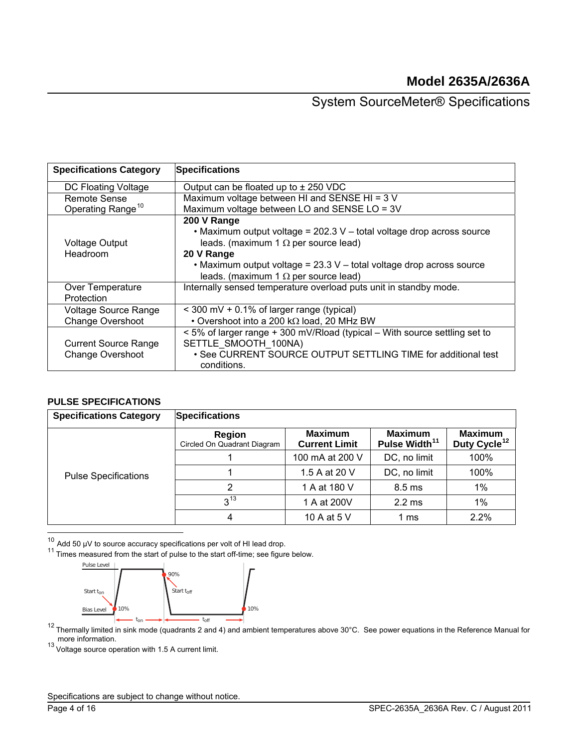| Specifications Category | Specifications |
|---|---|
| DC Floating Voltage | Output can be floated up to ± 250 VDC |
| Remote Sense Operating Range[10] | Maximum voltage between HI and SENSE HI = 3 V<br>Maximum voltage between LO and SENSE LO = 3V |
| Voltage Output Headroom | **200 V Range**<br>• Maximum output voltage = 202.3 V – total voltage drop across source leads. (maximum 1 Ω per source lead)<br>**20 V Range**<br>• Maximum output voltage = 23.3 V – total voltage drop across source leads. (maximum 1 Ω per source lead) |
| Over Temperature Protection | Internally sensed temperature overload puts unit in standby mode. |
| Voltage Source Range Change Overshoot | < 300 mV + 0.1% of larger range (typical)<br>• Overshoot into a 200 kΩ load, 20 MHz BW |
| Current Source Range Change Overshoot | < 5% of larger range + 300 mV/Rload (typical – With source settling set to SETTLE_SMOOTH_100NA)<br>• See CURRENT SOURCE OUTPUT SETTLING TIME for additional test conditions. |

**PULSE SPECIFICATIONS**

| Specifications Category | Region (Circled On Quadrant Diagram) | Maximum Current Limit | Maximum Pulse Width[11] | Maximum Duty Cycle[12] |
|---|---|---|---|---|
| Pulse Specifications | 1 | 100 mA at 200 V | DC, no limit | 100% |
| | 1 | 1.5 A at 20 V | DC, no limit | 100% |
| | 2 | 1 A at 180 V | 8.5 ms | 1% |
| | 3[13] | 1 A at 200V | 2.2 ms | 1% |
| | 4 | 10 A at 5 V | 1 ms | 2.2% |

[10] Add 50 µV to source accuracy specifications per volt of HI lead drop.

[11] Times measured from the start of pulse to the start off-time; see figure below.

Pulse Level, Bias Level, Start $t_{on}$, 10%, 90%, Start $t_{off}$, 10%, $t_{on}$, $t_{off}$

[12] Thermally limited in sink mode (quadrants 2 and 4) and ambient temperatures above 30°C. See power equations in the Reference Manual for more information.

[13] Voltage source operation with 1.5 A current limit.

Specifications are subject to change without notice.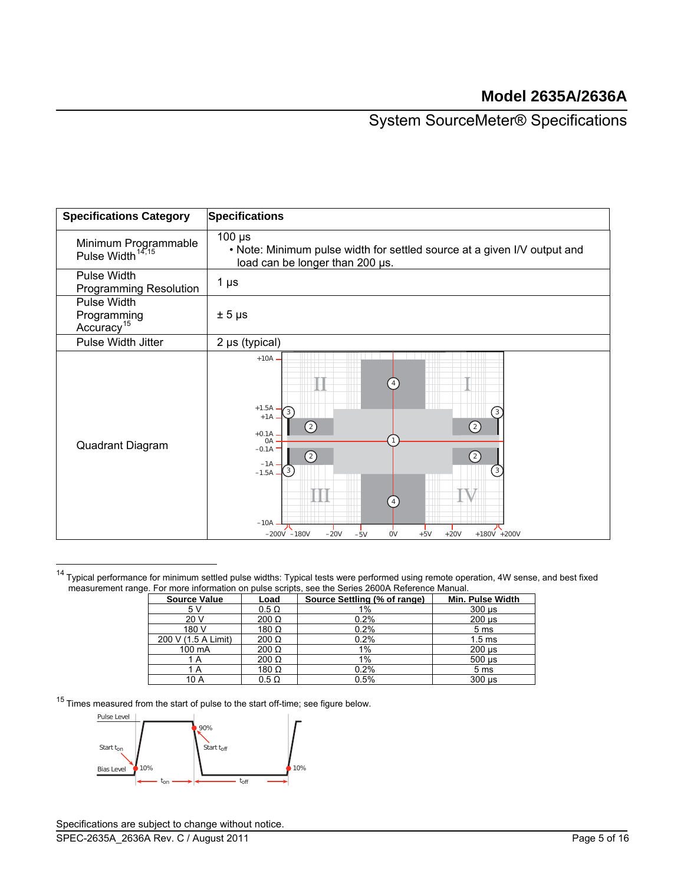| Specifications Category | Specifications |
|---|---|
| Minimum Programmable Pulse Width[14,15] | 100 µs<br>• Note: Minimum pulse width for settled source at a given I/V output and load can be longer than 200 µs. |
| Pulse Width Programming Resolution | 1 µs |
| Pulse Width Programming Accuracy[15] | ± 5 µs |
| Pulse Width Jitter | 2 µs (typical) |
| Quadrant Diagram | |

[14] Typical performance for minimum settled pulse widths: Typical tests were performed using remote operation, 4W sense, and best fixed measurement range. For more information on pulse scripts, see the Series 2600A Reference Manual.

| Source Value | Load | Source Settling (% of range) | Min. Pulse Width |
|---|---|---|---|
| 5 V | 0.5 Ω | 1% | 300 µs |
| 20 V | 200 Ω | 0.2% | 200 µs |
| 180 V | 180 Ω | 0.2% | 5 ms |
| 200 V (1.5 A Limit) | 200 Ω | 0.2% | 1.5 ms |
| 100 mA | 200 Ω | 1% | 200 µs |
| 1 A | 200 Ω | 1% | 500 µs |
| 1 A | 180 Ω | 0.2% | 5 ms |
| 10 A | 0.5 Ω | 0.5% | 300 µs |

[15] Times measured from the start of pulse to the start off-time; see figure below.

Specifications are subject to change without notice.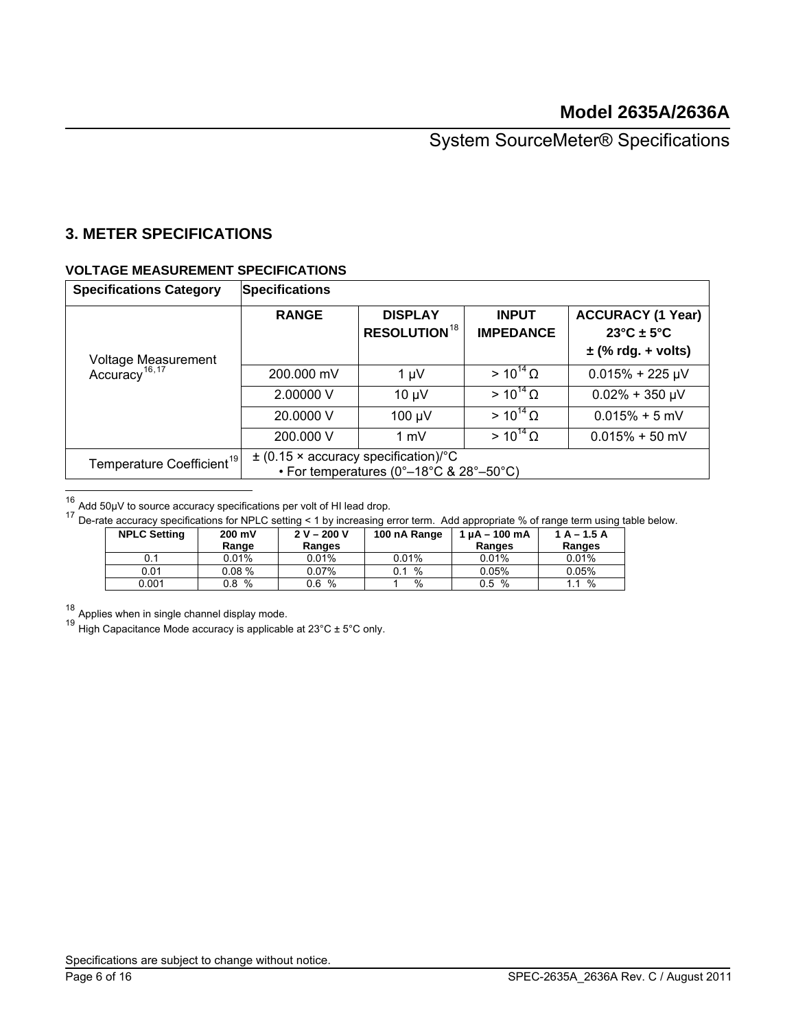## 3. METER SPECIFICATIONS

### VOLTAGE MEASUREMENT SPECIFICATIONS

| Specifications Category | Specifications | | | |
|---|---|---|---|---|
| | **RANGE** | **DISPLAY RESOLUTION**[18] | **INPUT IMPEDANCE** | **ACCURACY (1 Year) 23°C ± 5°C ± (% rdg. + volts)** |
| Voltage Measurement Accuracy[16,17] | 200.000 mV | 1 µV | $> 10^{14}$ Ω | 0.015% + 225 µV |
| | 2.00000 V | 10 µV | $> 10^{14}$ Ω | 0.02% + 350 µV |
| | 20.0000 V | 100 µV | $> 10^{14}$ Ω | 0.015% + 5 mV |
| | 200.000 V | 1 mV | $> 10^{14}$ Ω | 0.015% + 50 mV |
| Temperature Coefficient[19] | ± (0.15 × accuracy specification)/°C • For temperatures (0°–18°C & 28°–50°C) | | | |

[16] Add 50µV to source accuracy specifications per volt of HI lead drop.

[17] De-rate accuracy specifications for NPLC setting < 1 by increasing error term. Add appropriate % of range term using table below.

| NPLC Setting | 200 mV Range | 2 V – 200 V Ranges | 100 nA Range | 1 µA – 100 mA Ranges | 1 A – 1.5 A Ranges |
|---|---|---|---|---|---|
| 0.1 | 0.01% | 0.01% | 0.01% | 0.01% | 0.01% |
| 0.01 | 0.08 % | 0.07% | 0.1 % | 0.05% | 0.05% |
| 0.001 | 0.8 % | 0.6 % | 1 % | 0.5 % | 1.1 % |

[18] Applies when in single channel display mode.

[19] High Capacitance Mode accuracy is applicable at 23°C ± 5°C only.

Specifications are subject to change without notice.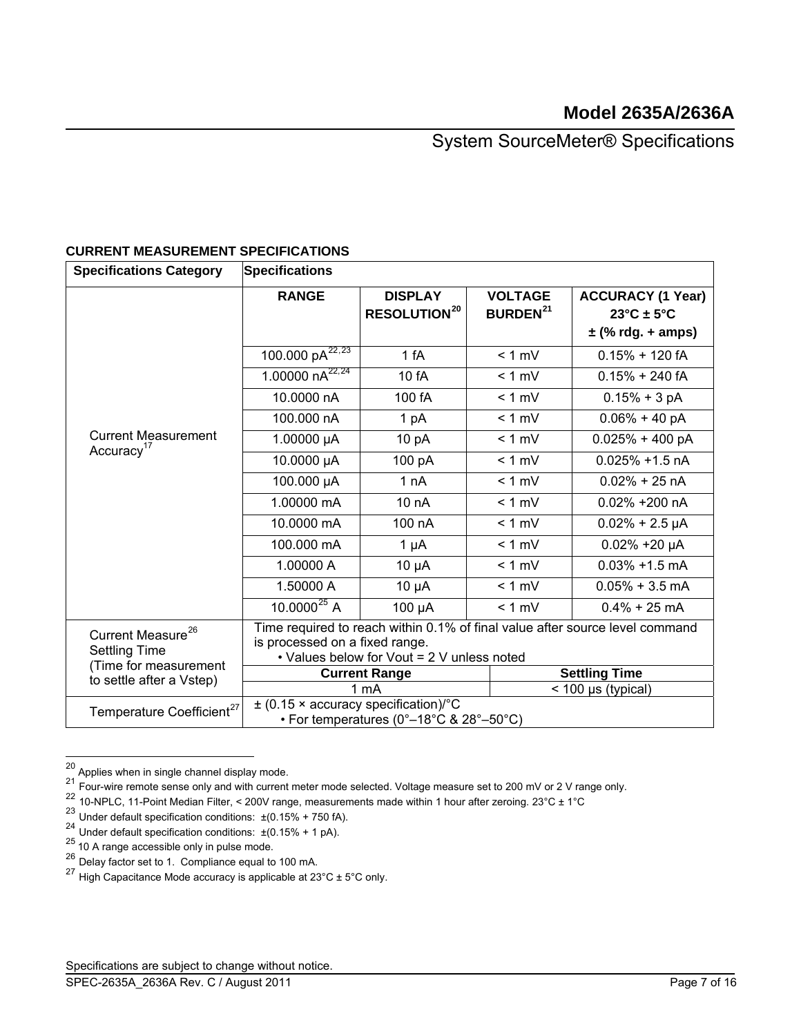**CURRENT MEASUREMENT SPECIFICATIONS**

| Specifications Category | Specifications | | | |
|---|---|---|---|---|
| | **RANGE** | **DISPLAY RESOLUTION[20]** | **VOLTAGE BURDEN[21]** | **ACCURACY (1 Year) 23°C ± 5°C ± (% rdg. + amps)** |
| Current Measurement Accuracy[17] | 100.000 pA[22,23] | 1 fA | < 1 mV | 0.15% + 120 fA |
| | 1.00000 nA[22,24] | 10 fA | < 1 mV | 0.15% + 240 fA |
| | 10.0000 nA | 100 fA | < 1 mV | 0.15% + 3 pA |
| | 100.000 nA | 1 pA | < 1 mV | 0.06% + 40 pA |
| | 1.00000 µA | 10 pA | < 1 mV | 0.025% + 400 pA |
| | 10.0000 µA | 100 pA | < 1 mV | 0.025% +1.5 nA |
| | 100.000 µA | 1 nA | < 1 mV | 0.02% + 25 nA |
| | 1.00000 mA | 10 nA | < 1 mV | 0.02% +200 nA |
| | 10.0000 mA | 100 nA | < 1 mV | 0.02% + 2.5 µA |
| | 100.000 mA | 1 µA | < 1 mV | 0.02% +20 µA |
| | 1.00000 A | 10 µA | < 1 mV | 0.03% +1.5 mA |
| | 1.50000 A | 10 µA | < 1 mV | 0.05% + 3.5 mA |
| | 10.0000[25] A | 100 µA | < 1 mV | 0.4% + 25 mA |
| Current Measure[26] Settling Time (Time for measurement to settle after a Vstep) | Time required to reach within 0.1% of final value after source level command is processed on a fixed range. • Values below for Vout = 2 V unless noted | | | |
| | **Current Range** | | **Settling Time** | |
| | 1 mA | | < 100 µs (typical) | |
| Temperature Coefficient[27] | ± (0.15 × accuracy specification)/°C • For temperatures (0°–18°C & 28°–50°C) | | | |

[20] Applies when in single channel display mode.
[21] Four-wire remote sense only and with current meter mode selected. Voltage measure set to 200 mV or 2 V range only.
[22] 10-NPLC, 11-Point Median Filter, < 200V range, measurements made within 1 hour after zeroing. 23°C ± 1°C
[23] Under default specification conditions: ±(0.15% + 750 fA).
[24] Under default specification conditions: ±(0.15% + 1 pA).
[25] 10 A range accessible only in pulse mode.
[26] Delay factor set to 1. Compliance equal to 100 mA.
[27] High Capacitance Mode accuracy is applicable at 23°C ± 5°C only.

Specifications are subject to change without notice.
SPEC-2635A_2636A Rev. C / August 2011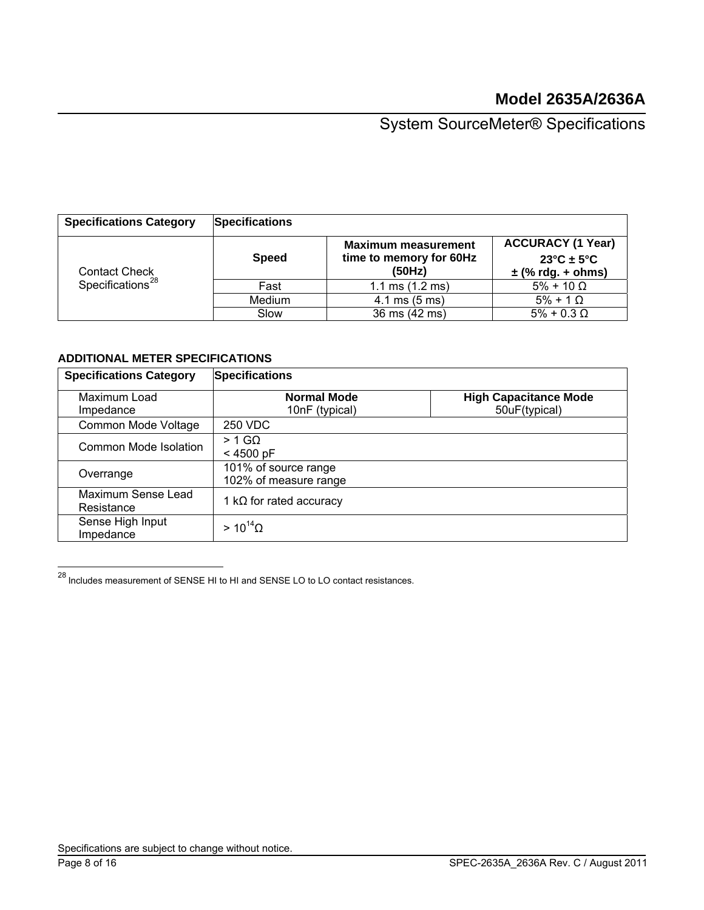| Specifications Category | Specifications | | |
|---|---|---|---|
| Contact Check Specifications[28] | **Speed** | **Maximum measurement time to memory for 60Hz (50Hz)** | **ACCURACY (1 Year) 23°C ± 5°C ± (% rdg. + ohms)** |
| | Fast | 1.1 ms (1.2 ms) | 5% + 10 Ω |
| | Medium | 4.1 ms (5 ms) | 5% + 1 Ω |
| | Slow | 36 ms (42 ms) | 5% + 0.3 Ω |

**ADDITIONAL METER SPECIFICATIONS**

| Specifications Category | Specifications | |
|---|---|---|
| Maximum Load Impedance | **Normal Mode** 10nF (typical) | **High Capacitance Mode** 50uF(typical) |
| Common Mode Voltage | 250 VDC | |
| Common Mode Isolation | > 1 GΩ < 4500 pF | |
| Overrange | 101% of source range 102% of measure range | |
| Maximum Sense Lead Resistance | 1 kΩ for rated accuracy | |
| Sense High Input Impedance | > $10^{14}$Ω | |

[28] Includes measurement of SENSE HI to HI and SENSE LO to LO contact resistances.

Specifications are subject to change without notice.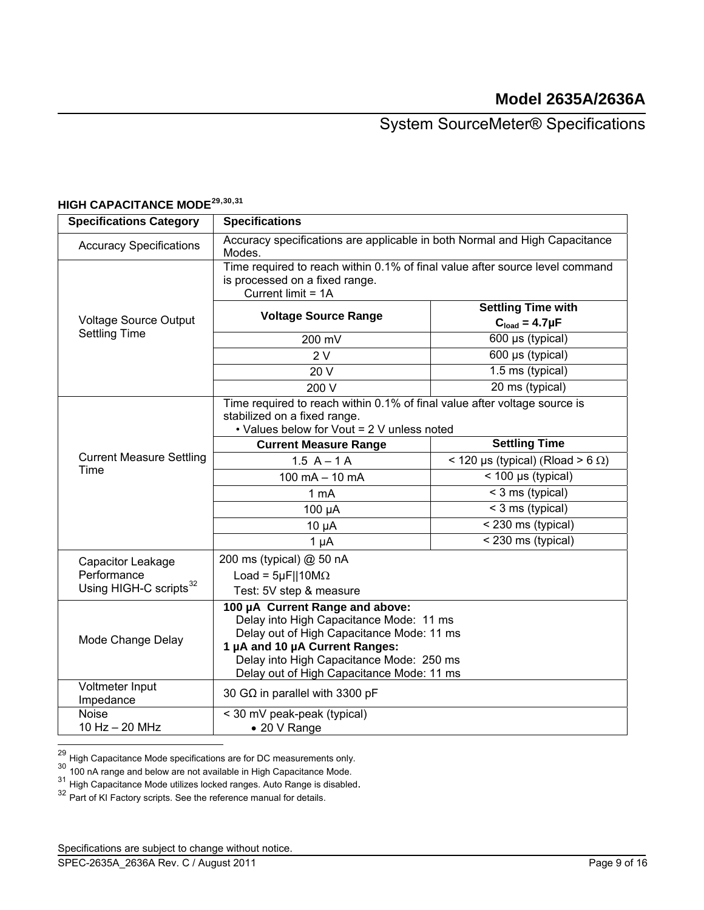### HIGH CAPACITANCE MODE[29,30,31]

| Specifications Category | Specifications | |
|---|---|---|
| Accuracy Specifications | Accuracy specifications are applicable in both Normal and High Capacitance Modes. | |
| Voltage Source Output Settling Time | Time required to reach within 0.1% of final value after source level command is processed on a fixed range. Current limit = 1A | |
| | **Voltage Source Range** | **Settling Time with $C_{load}$ = 4.7µF** |
| | 200 mV | 600 µs (typical) |
| | 2 V | 600 µs (typical) |
| | 20 V | 1.5 ms (typical) |
| | 200 V | 20 ms (typical) |
| Current Measure Settling Time | Time required to reach within 0.1% of final value after voltage source is stabilized on a fixed range. • Values below for Vout = 2 V unless noted | |
| | **Current Measure Range** | **Settling Time** |
| | 1.5 A – 1 A | < 120 µs (typical) (Rload > 6 Ω) |
| | 100 mA – 10 mA | < 100 µs (typical) |
| | 1 mA | < 3 ms (typical) |
| | 100 µA | < 3 ms (typical) |
| | 10 µA | < 230 ms (typical) |
| | 1 µA | < 230 ms (typical) |
| Capacitor Leakage Performance Using HIGH-C scripts[32] | 200 ms (typical) @ 50 nA<br>Load = 5µF\|\|10MΩ<br>Test: 5V step & measure | |
| Mode Change Delay | **100 µA Current Range and above:**<br>Delay into High Capacitance Mode: 11 ms<br>Delay out of High Capacitance Mode: 11 ms<br>**1 µA and 10 µA Current Ranges:**<br>Delay into High Capacitance Mode: 250 ms<br>Delay out of High Capacitance Mode: 11 ms | |
| Voltmeter Input Impedance | 30 GΩ in parallel with 3300 pF | |
| Noise 10 Hz – 20 MHz | < 30 mV peak-peak (typical)<br>• 20 V Range | |

[29] High Capacitance Mode specifications are for DC measurements only.
[30] 100 nA range and below are not available in High Capacitance Mode.
[31] High Capacitance Mode utilizes locked ranges. Auto Range is disabled.
[32] Part of KI Factory scripts. See the reference manual for details.

Specifications are subject to change without notice.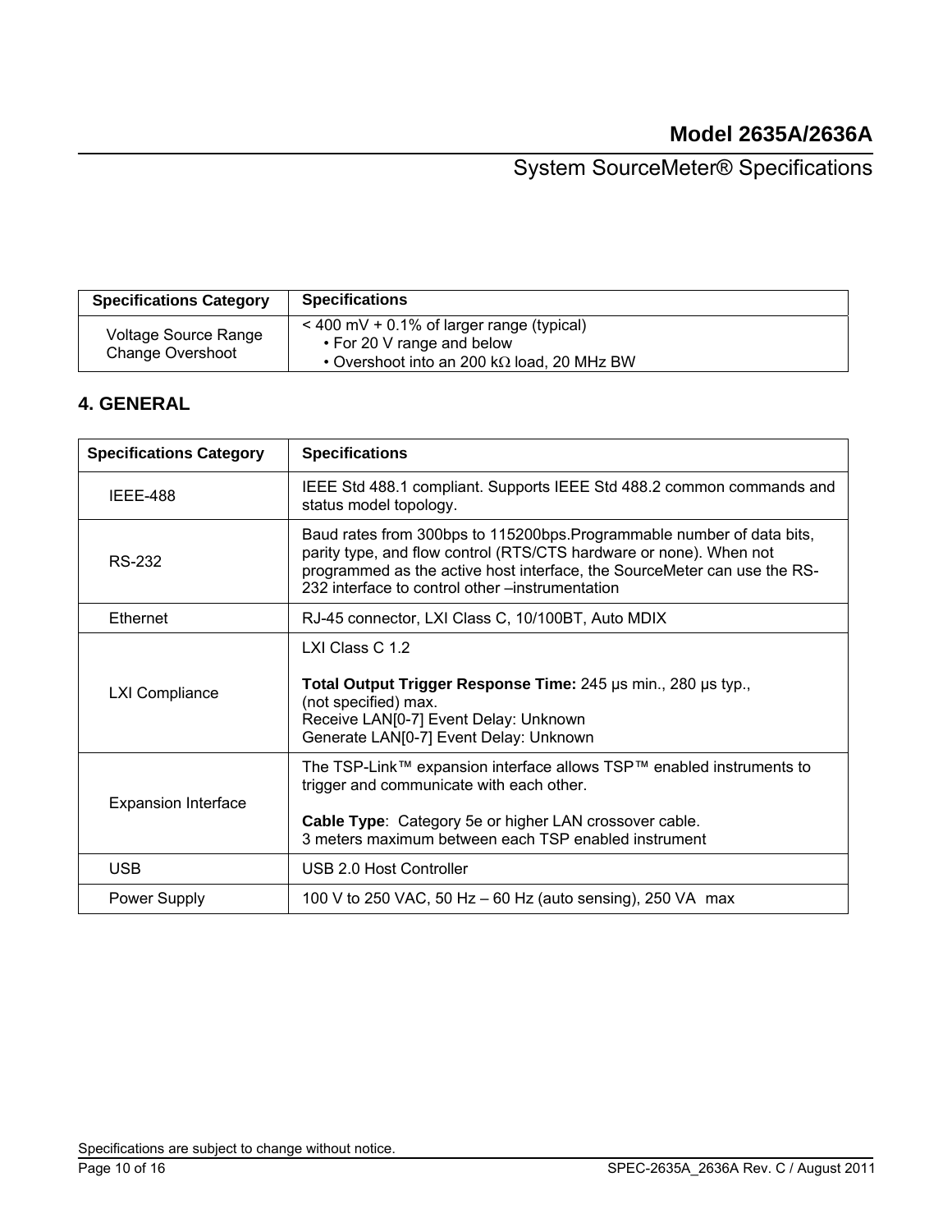| Specifications Category | Specifications |
|---|---|
| Voltage Source Range Change Overshoot | < 400 mV + 0.1% of larger range (typical)<br>• For 20 V range and below<br>• Overshoot into an 200 kΩ load, 20 MHz BW |

## 4. GENERAL

| Specifications Category | Specifications |
|---|---|
| IEEE-488 | IEEE Std 488.1 compliant. Supports IEEE Std 488.2 common commands and status model topology. |
| RS-232 | Baud rates from 300bps to 115200bps.Programmable number of data bits, parity type, and flow control (RTS/CTS hardware or none). When not programmed as the active host interface, the SourceMeter can use the RS-232 interface to control other –instrumentation |
| Ethernet | RJ-45 connector, LXI Class C, 10/100BT, Auto MDIX |
| LXI Compliance | LXI Class C 1.2<br><br>**Total Output Trigger Response Time:** 245 µs min., 280 µs typ., (not specified) max.<br>Receive LAN[0-7] Event Delay: Unknown<br>Generate LAN[0-7] Event Delay: Unknown |
| Expansion Interface | The TSP-Link™ expansion interface allows TSP™ enabled instruments to trigger and communicate with each other.<br><br>**Cable Type**: Category 5e or higher LAN crossover cable.<br>3 meters maximum between each TSP enabled instrument |
| USB | USB 2.0 Host Controller |
| Power Supply | 100 V to 250 VAC, 50 Hz – 60 Hz (auto sensing), 250 VA max |

Specifications are subject to change without notice.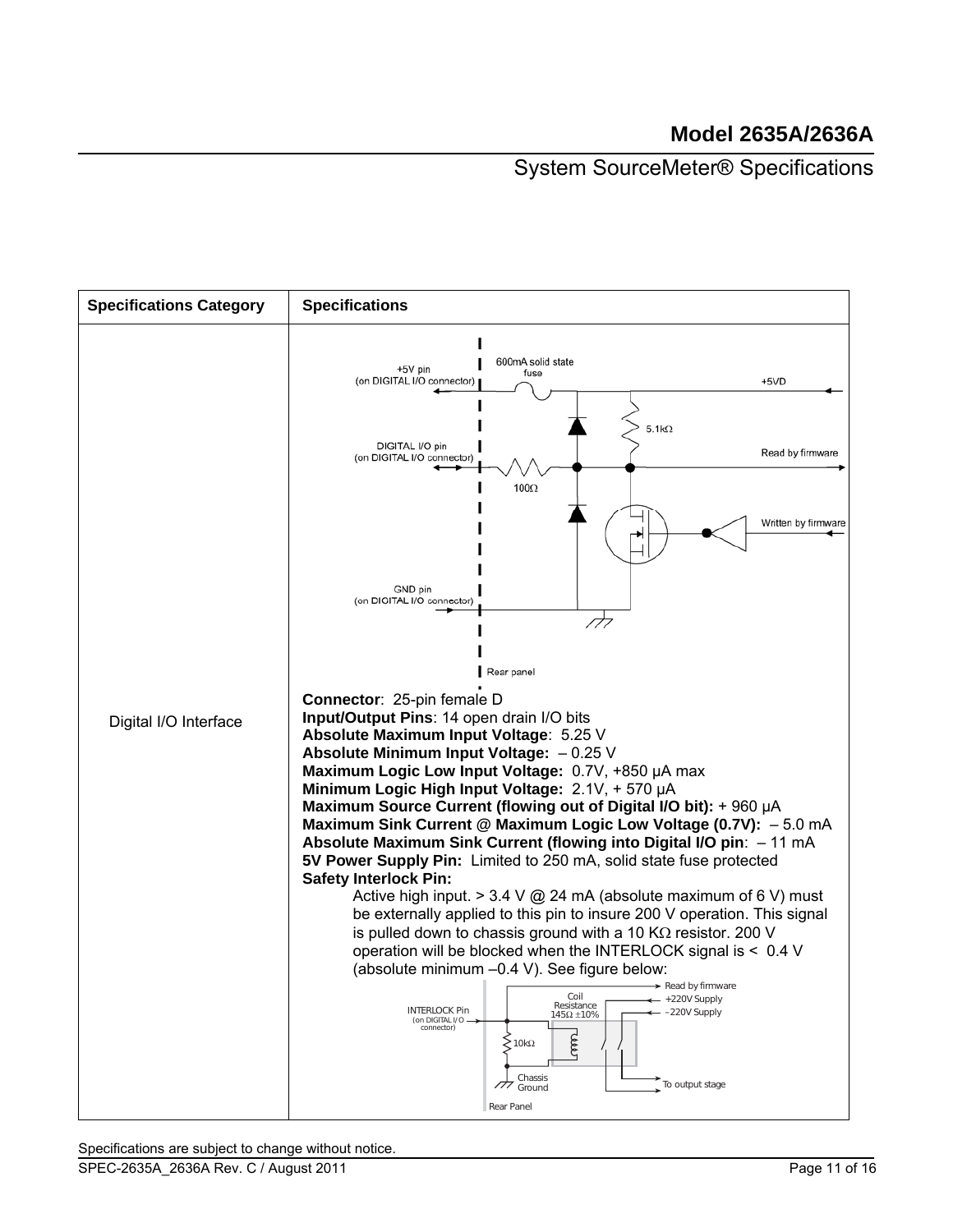| Specifications Category | Specifications |
|---|---|
| Digital I/O Interface | **Connector**: 25-pin female D<br>**Input/Output Pins**: 14 open drain I/O bits<br>**Absolute Maximum Input Voltage**: 5.25 V<br>**Absolute Minimum Input Voltage:** – 0.25 V<br>**Maximum Logic Low Input Voltage:** 0.7V, +850 µA max<br>**Minimum Logic High Input Voltage:** 2.1V, + 570 µA<br>**Maximum Source Current (flowing out of Digital I/O bit):** + 960 µA<br>**Maximum Sink Current @ Maximum Logic Low Voltage (0.7V):** – 5.0 mA<br>**Absolute Maximum Sink Current (flowing into Digital I/O pin**: – 11 mA<br>**5V Power Supply Pin:** Limited to 250 mA, solid state fuse protected<br>**Safety Interlock Pin:**<br>Active high input. > 3.4 V @ 24 mA (absolute maximum of 6 V) must be externally applied to this pin to insure 200 V operation. This signal is pulled down to chassis ground with a 10 KΩ resistor. 200 V operation will be blocked when the INTERLOCK signal is < 0.4 V (absolute minimum –0.4 V). See figure below: |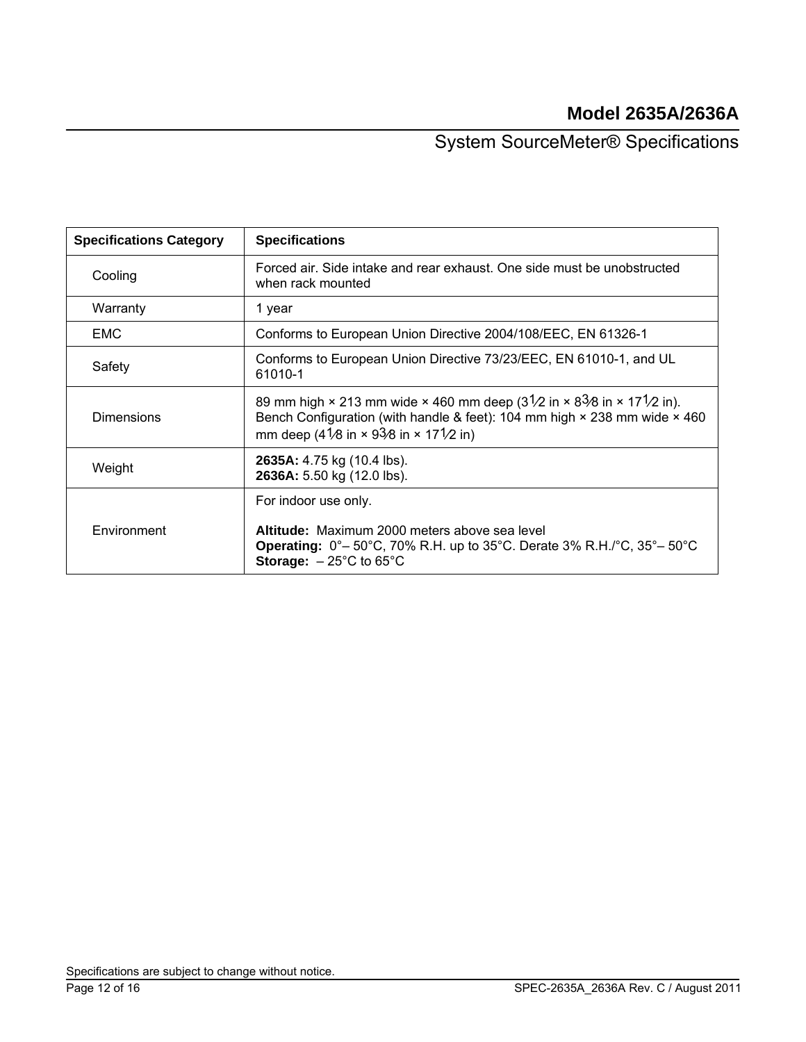| Specifications Category | Specifications |
|---|---|
| Cooling | Forced air. Side intake and rear exhaust. One side must be unobstructed when rack mounted |
| Warranty | 1 year |
| EMC | Conforms to European Union Directive 2004/108/EEC, EN 61326-1 |
| Safety | Conforms to European Union Directive 73/23/EEC, EN 61010-1, and UL 61010-1 |
| Dimensions | 89 mm high × 213 mm wide × 460 mm deep (3½ in × 8⅜ in × 17½ in). Bench Configuration (with handle & feet): 104 mm high × 238 mm wide × 460 mm deep (4⅛ in × 9⅜ in × 17½ in) |
| Weight | **2635A:** 4.75 kg (10.4 lbs).<br>**2636A:** 5.50 kg (12.0 lbs). |
| Environment | For indoor use only.<br><br>**Altitude:** Maximum 2000 meters above sea level<br>**Operating:** 0°– 50°C, 70% R.H. up to 35°C. Derate 3% R.H./°C, 35°– 50°C<br>**Storage:** – 25°C to 65°C |

Specifications are subject to change without notice.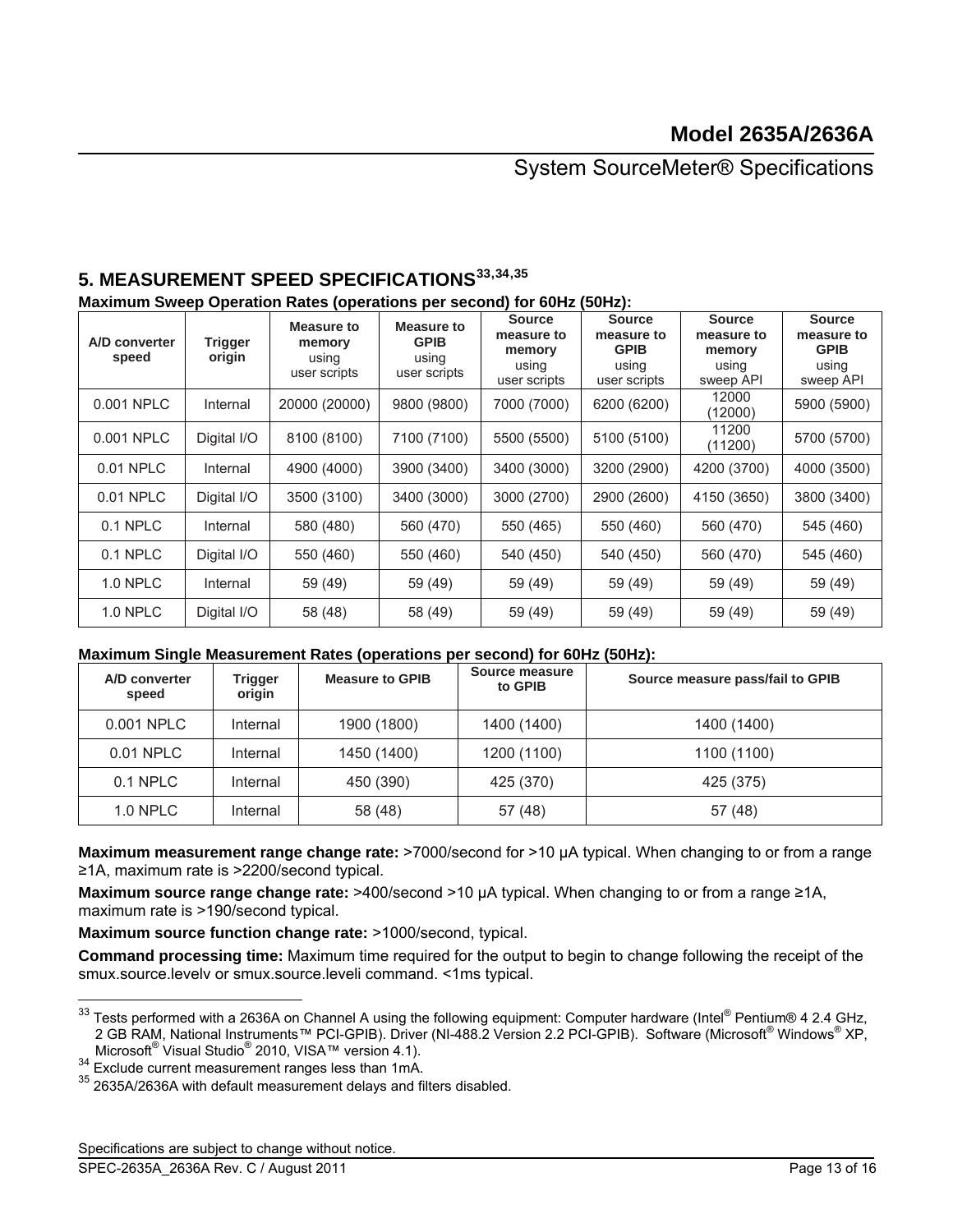## 5. MEASUREMENT SPEED SPECIFICATIONS[33,34,35]

**Maximum Sweep Operation Rates (operations per second) for 60Hz (50Hz):**

| A/D converter speed | Trigger origin | Measure to memory using user scripts | Measure to GPIB using user scripts | Source measure to memory using user scripts | Source measure to GPIB using user scripts | Source measure to memory using sweep API | Source measure to GPIB using sweep API |
|---|---|---|---|---|---|---|---|
| 0.001 NPLC | Internal | 20000 (20000) | 9800 (9800) | 7000 (7000) | 6200 (6200) | 12000 (12000) | 5900 (5900) |
| 0.001 NPLC | Digital I/O | 8100 (8100) | 7100 (7100) | 5500 (5500) | 5100 (5100) | 11200 (11200) | 5700 (5700) |
| 0.01 NPLC | Internal | 4900 (4000) | 3900 (3400) | 3400 (3000) | 3200 (2900) | 4200 (3700) | 4000 (3500) |
| 0.01 NPLC | Digital I/O | 3500 (3100) | 3400 (3000) | 3000 (2700) | 2900 (2600) | 4150 (3650) | 3800 (3400) |
| 0.1 NPLC | Internal | 580 (480) | 560 (470) | 550 (465) | 550 (460) | 560 (470) | 545 (460) |
| 0.1 NPLC | Digital I/O | 550 (460) | 550 (460) | 540 (450) | 540 (450) | 560 (470) | 545 (460) |
| 1.0 NPLC | Internal | 59 (49) | 59 (49) | 59 (49) | 59 (49) | 59 (49) | 59 (49) |
| 1.0 NPLC | Digital I/O | 58 (48) | 58 (49) | 59 (49) | 59 (49) | 59 (49) | 59 (49) |

**Maximum Single Measurement Rates (operations per second) for 60Hz (50Hz):**

| A/D converter speed | Trigger origin | Measure to GPIB | Source measure to GPIB | Source measure pass/fail to GPIB |
|---|---|---|---|---|
| 0.001 NPLC | Internal | 1900 (1800) | 1400 (1400) | 1400 (1400) |
| 0.01 NPLC | Internal | 1450 (1400) | 1200 (1100) | 1100 (1100) |
| 0.1 NPLC | Internal | 450 (390) | 425 (370) | 425 (375) |
| 1.0 NPLC | Internal | 58 (48) | 57 (48) | 57 (48) |

**Maximum measurement range change rate:** >7000/second for >10 µA typical. When changing to or from a range ≥1A, maximum rate is >2200/second typical.

**Maximum source range change rate:** >400/second >10 µA typical. When changing to or from a range ≥1A, maximum rate is >190/second typical.

**Maximum source function change rate:** >1000/second, typical.

**Command processing time:** Maximum time required for the output to begin to change following the receipt of the smux.source.levelv or smux.source.leveli command. <1ms typical.

---

[33] Tests performed with a 2636A on Channel A using the following equipment: Computer hardware (Intel® Pentium® 4 2.4 GHz, 2 GB RAM, National Instruments™ PCI-GPIB). Driver (NI-488.2 Version 2.2 PCI-GPIB). Software (Microsoft® Windows® XP, Microsoft® Visual Studio® 2010, VISA™ version 4.1).

[34] Exclude current measurement ranges less than 1mA.

[35] 2635A/2636A with default measurement delays and filters disabled.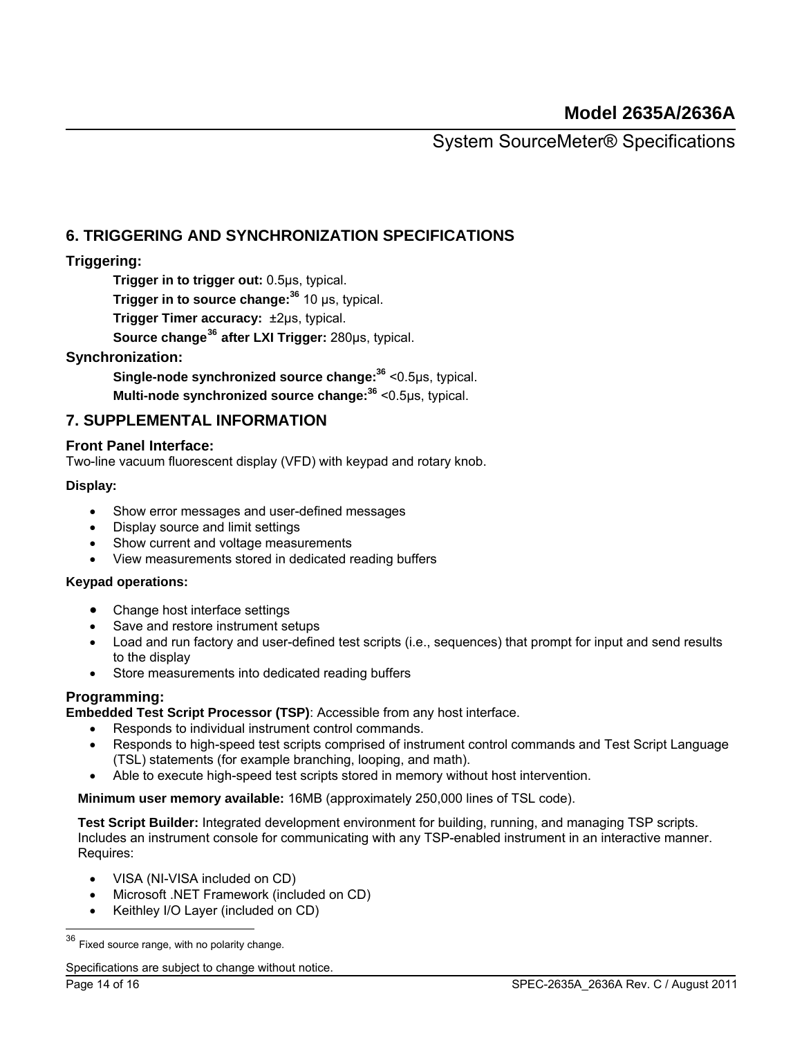## 6. TRIGGERING AND SYNCHRONIZATION SPECIFICATIONS

### Triggering:

**Trigger in to trigger out:** 0.5µs, typical.

**Trigger in to source change:**[36] 10 µs, typical.

**Trigger Timer accuracy:** ±2µs, typical.

**Source change[36] after LXI Trigger:** 280µs, typical.

### Synchronization:

**Single-node synchronized source change:**[36] <0.5µs, typical.

**Multi-node synchronized source change:**[36] <0.5µs, typical.

## 7. SUPPLEMENTAL INFORMATION

### Front Panel Interface:

Two-line vacuum fluorescent display (VFD) with keypad and rotary knob.

**Display:**

- Show error messages and user-defined messages
- Display source and limit settings
- Show current and voltage measurements
- View measurements stored in dedicated reading buffers

**Keypad operations:**

- Change host interface settings
- Save and restore instrument setups
- Load and run factory and user-defined test scripts (i.e., sequences) that prompt for input and send results to the display
- Store measurements into dedicated reading buffers

### Programming:

**Embedded Test Script Processor (TSP)**: Accessible from any host interface.

- Responds to individual instrument control commands.
- Responds to high-speed test scripts comprised of instrument control commands and Test Script Language (TSL) statements (for example branching, looping, and math).
- Able to execute high-speed test scripts stored in memory without host intervention.

**Minimum user memory available:** 16MB (approximately 250,000 lines of TSL code).

**Test Script Builder:** Integrated development environment for building, running, and managing TSP scripts. Includes an instrument console for communicating with any TSP-enabled instrument in an interactive manner. Requires:

- VISA (NI-VISA included on CD)
- Microsoft .NET Framework (included on CD)
- Keithley I/O Layer (included on CD)

---

[36] Fixed source range, with no polarity change.

Specifications are subject to change without notice.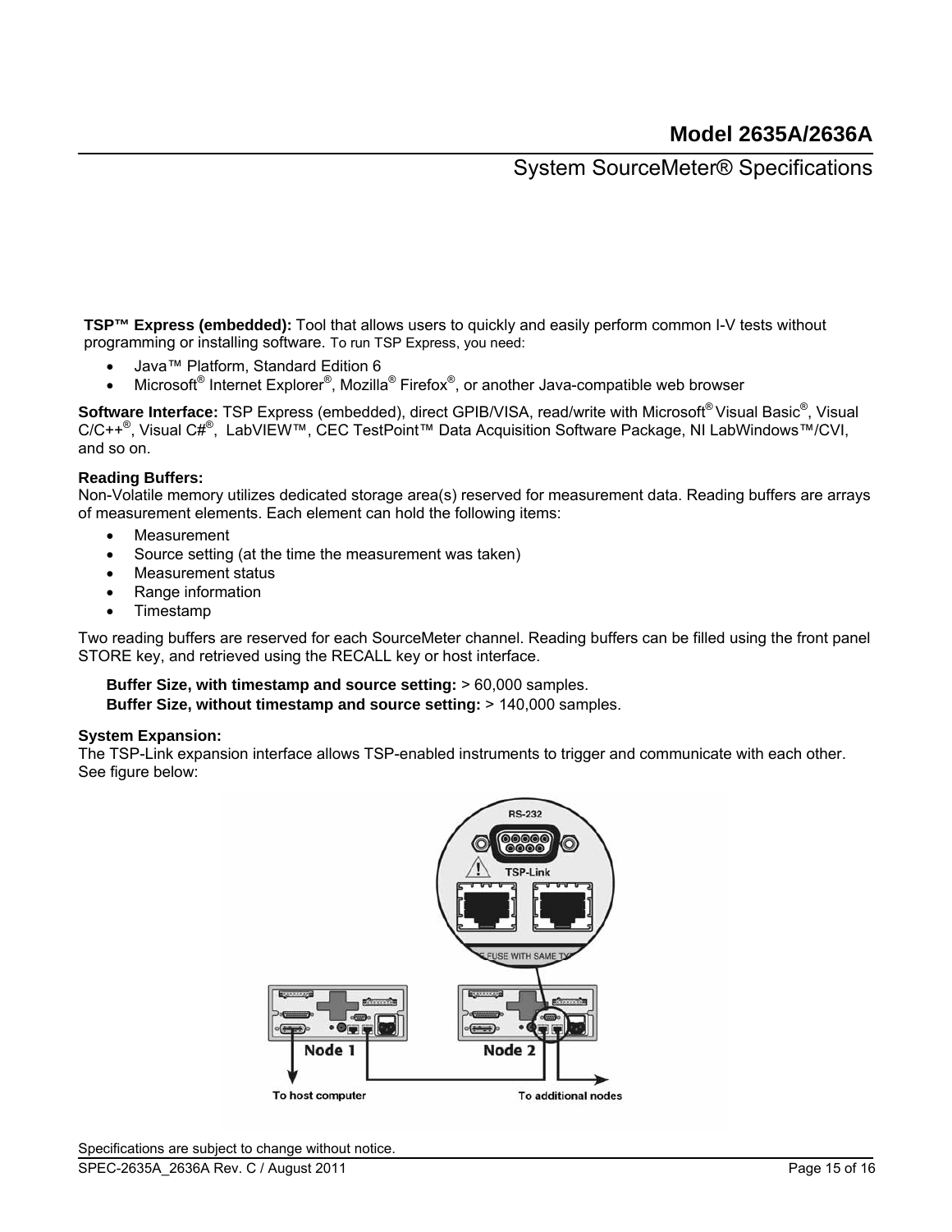**TSP™ Express (embedded):** Tool that allows users to quickly and easily perform common I-V tests without programming or installing software. To run TSP Express, you need:

- Java™ Platform, Standard Edition 6
- Microsoft® Internet Explorer®, Mozilla® Firefox®, or another Java-compatible web browser

**Software Interface:** TSP Express (embedded), direct GPIB/VISA, read/write with Microsoft® Visual Basic®, Visual C/C++®, Visual C#®, LabVIEW™, CEC TestPoint™ Data Acquisition Software Package, NI LabWindows™/CVI, and so on.

**Reading Buffers:**
Non-Volatile memory utilizes dedicated storage area(s) reserved for measurement data. Reading buffers are arrays of measurement elements. Each element can hold the following items:

- Measurement
- Source setting (at the time the measurement was taken)
- Measurement status
- Range information
- Timestamp

Two reading buffers are reserved for each SourceMeter channel. Reading buffers can be filled using the front panel STORE key, and retrieved using the RECALL key or host interface.

**Buffer Size, with timestamp and source setting:** > 60,000 samples.
**Buffer Size, without timestamp and source setting:** > 140,000 samples.

**System Expansion:**
The TSP-Link expansion interface allows TSP-enabled instruments to trigger and communicate with each other. See figure below:

Specifications are subject to change without notice.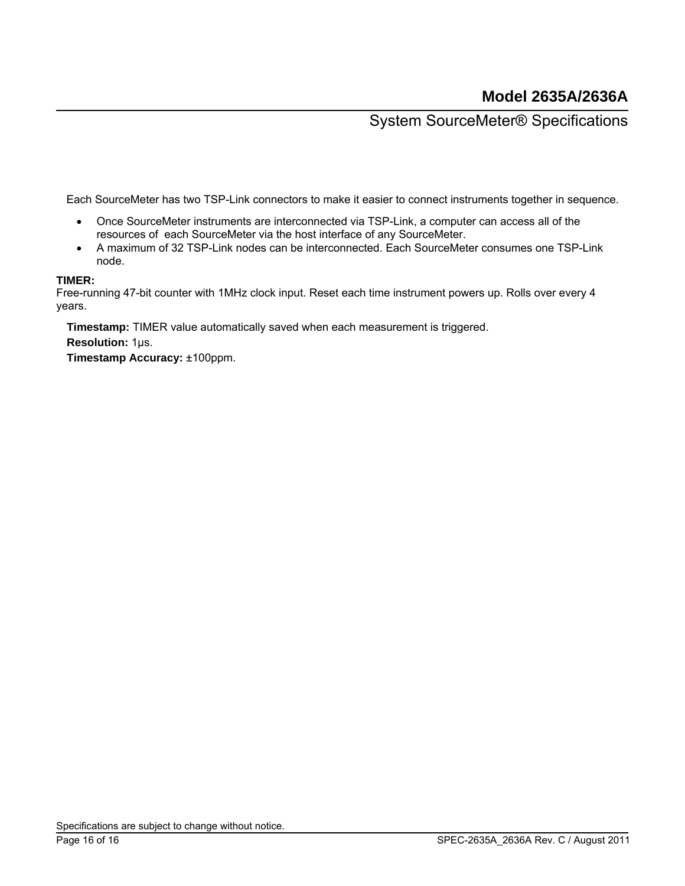Each SourceMeter has two TSP-Link connectors to make it easier to connect instruments together in sequence.

- Once SourceMeter instruments are interconnected via TSP-Link, a computer can access all of the resources of each SourceMeter via the host interface of any SourceMeter.
- A maximum of 32 TSP-Link nodes can be interconnected. Each SourceMeter consumes one TSP-Link node.

**TIMER:**
Free-running 47-bit counter with 1MHz clock input. Reset each time instrument powers up. Rolls over every 4 years.

**Timestamp:** TIMER value automatically saved when each measurement is triggered.

**Resolution:** 1µs.

**Timestamp Accuracy:** ±100ppm.